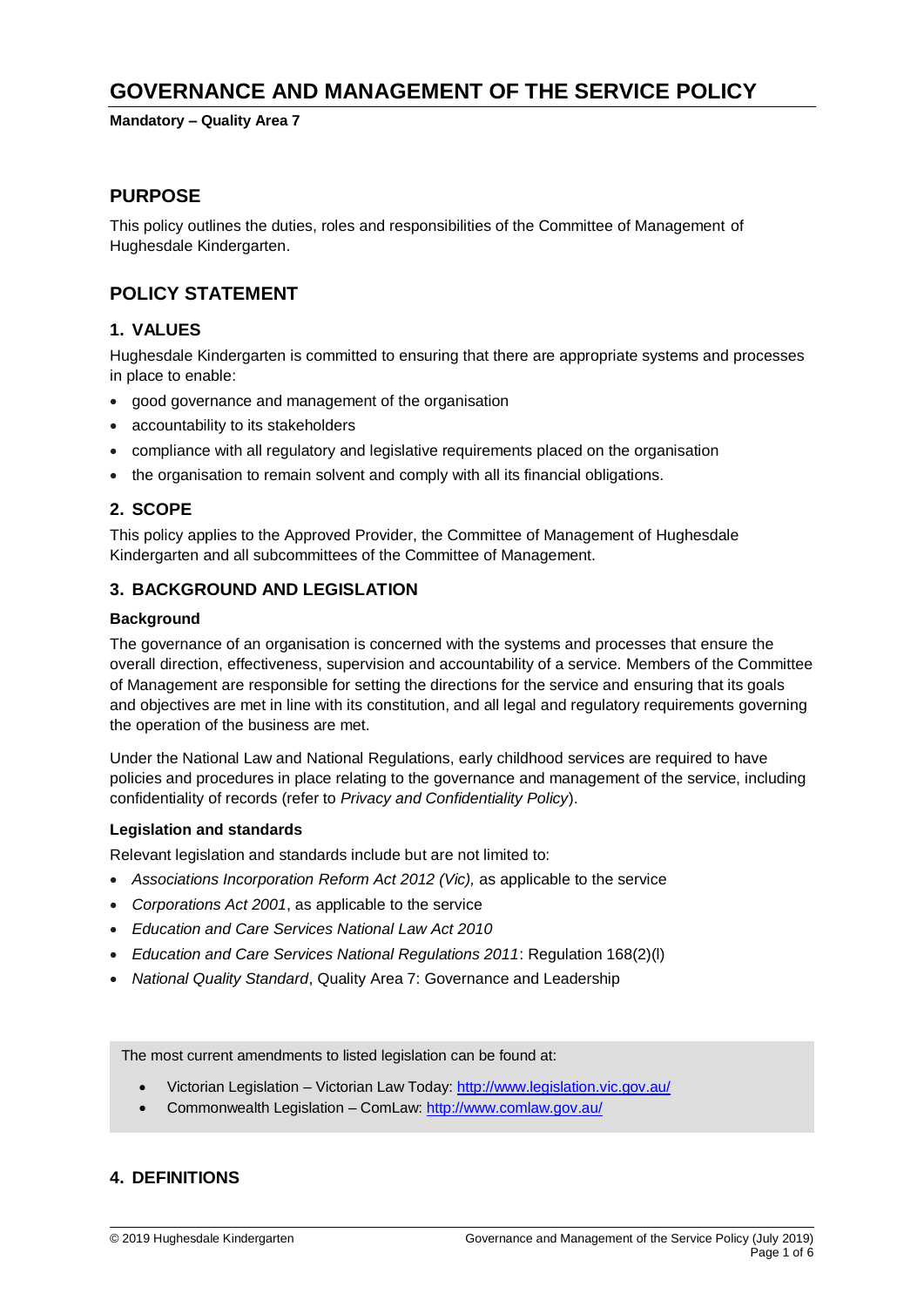# GOVERNANCE AND MANAGEMENT OF THE SERVICE POLICY

**Mandatory – Quality Area 7**

## PURPOSE

This policy outlines the duties, roles and responsibilities of the Committee of Management of Hughesdale Kindergarten.

## POLICY STATEMENT

### 1. VALUES

Hughesdale Kindergarten is committed to ensuring that there are appropriate systems and processes in place to enable:

- good governance and management of the organisation
- accountability to its stakeholders
- compliance with all regulatory and legislative requirements placed on the organisation
- the organisation to remain solvent and comply with all its financial obligations.

### 2. SCOPE

This policy applies to the Approved Provider, the Committee of Management of Hughesdale Kindergarten and all subcommittees of the Committee of Management.

### 3. BACKGROUND AND LEGISLATION

**Background**

The governance of an organisation is concerned with the systems and processes that ensure the overall direction, effectiveness, supervision and accountability of a service. Members of the Committee of Management are responsible for setting the directions for the service and ensuring that its goals and objectives are met in line with its constitution, and all legal and regulatory requirements governing the operation of the business are met.

Under the National Law and National Regulations, early childhood services are required to have policies and procedures in place relating to the governance and management of the service, including confidentiality of records (refer to *Privacy and Confidentiality Policy*).

**Legislation and standards**

Relevant legislation and standards include but are not limited to:

- *Associations Incorporation Reform Act 2012 (Vic),* as applicable to the service
- *Corporations Act 2001*, as applicable to the service
- *Education and Care Services National Law Act 2010*
- *Education and Care Services National Regulations 2011*: Regulation 168(2)(l)
- *National Quality Standard*, Quality Area 7: Governance and Leadership

The most current amendments to listed legislation can be found at:

- Victorian Legislation – Victorian Law Today: http://www.legislation.vic.gov.au/
- Commonwealth Legislation – ComLaw: http://www.comlaw.gov.au/

### 4. DEFINITIONS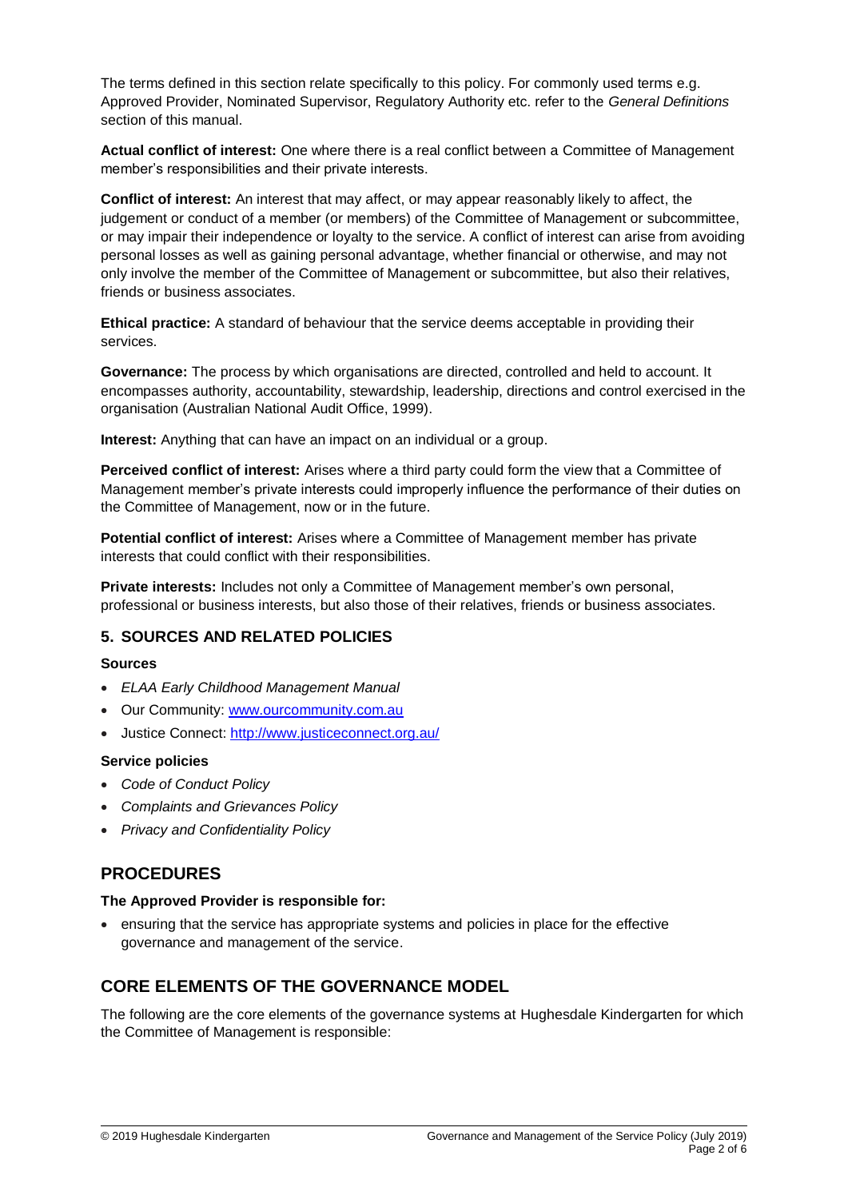The terms defined in this section relate specifically to this policy. For commonly used terms e.g. Approved Provider, Nominated Supervisor, Regulatory Authority etc. refer to the *General Definitions* section of this manual.

**Actual conflict of interest:** One where there is a real conflict between a Committee of Management member's responsibilities and their private interests.

**Conflict of interest:** An interest that may affect, or may appear reasonably likely to affect, the judgement or conduct of a member (or members) of the Committee of Management or subcommittee, or may impair their independence or loyalty to the service. A conflict of interest can arise from avoiding personal losses as well as gaining personal advantage, whether financial or otherwise, and may not only involve the member of the Committee of Management or subcommittee, but also their relatives, friends or business associates.

**Ethical practice:** A standard of behaviour that the service deems acceptable in providing their services.

**Governance:** The process by which organisations are directed, controlled and held to account. It encompasses authority, accountability, stewardship, leadership, directions and control exercised in the organisation (Australian National Audit Office, 1999).

**Interest:** Anything that can have an impact on an individual or a group.

**Perceived conflict of interest:** Arises where a third party could form the view that a Committee of Management member's private interests could improperly influence the performance of their duties on the Committee of Management, now or in the future.

**Potential conflict of interest:** Arises where a Committee of Management member has private interests that could conflict with their responsibilities.

**Private interests:** Includes not only a Committee of Management member's own personal, professional or business interests, but also those of their relatives, friends or business associates.

### 5. SOURCES AND RELATED POLICIES

**Sources**

- *ELAA Early Childhood Management Manual*
- Our Community: www.ourcommunity.com.au
- Justice Connect: http://www.justiceconnect.org.au/

**Service policies**

- *Code of Conduct Policy*
- *Complaints and Grievances Policy*
- *Privacy and Confidentiality Policy*

## PROCEDURES

**The Approved Provider is responsible for:**

- ensuring that the service has appropriate systems and policies in place for the effective governance and management of the service.

## CORE ELEMENTS OF THE GOVERNANCE MODEL

The following are the core elements of the governance systems at Hughesdale Kindergarten for which the Committee of Management is responsible: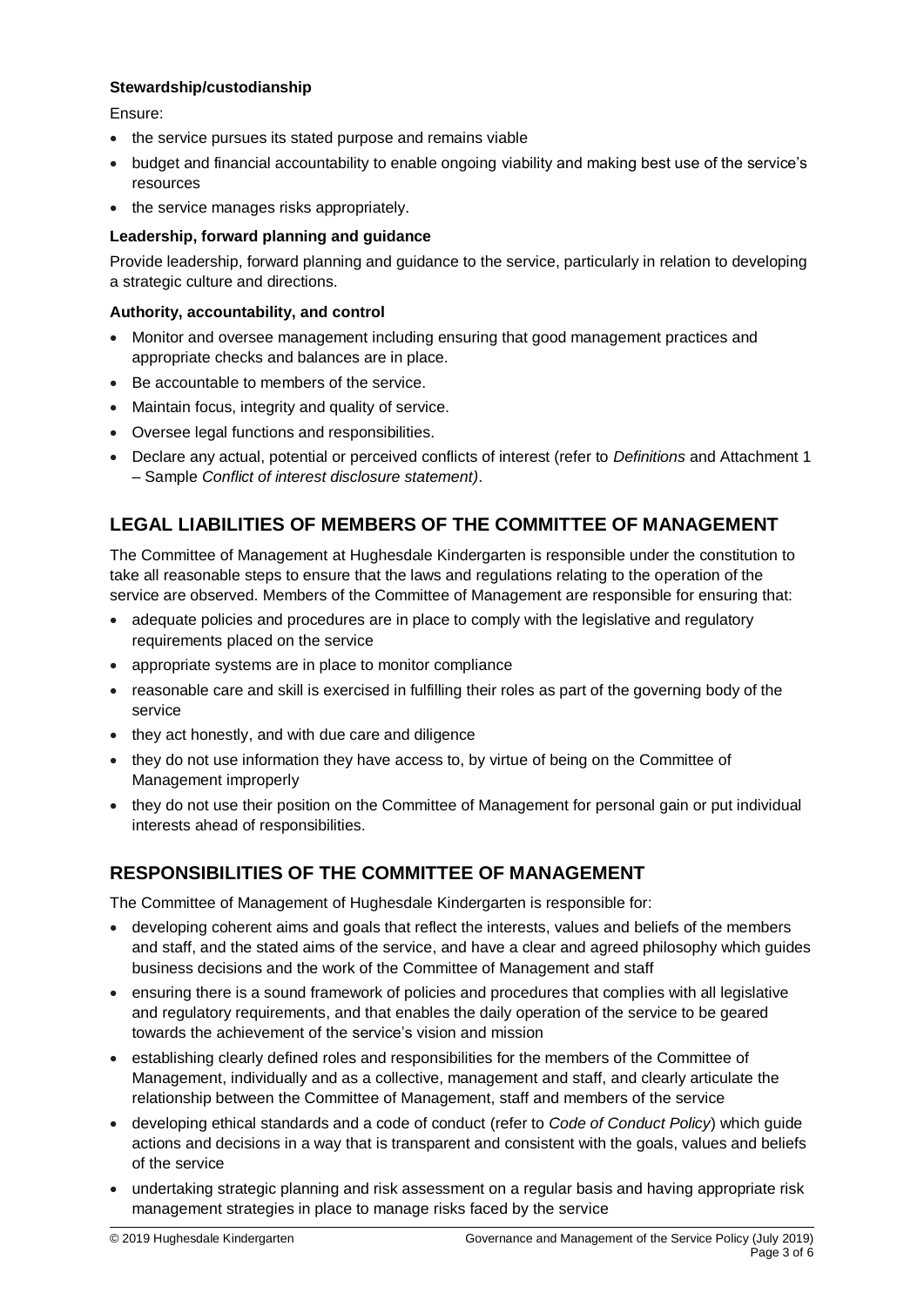**Stewardship/custodianship**

Ensure:

- the service pursues its stated purpose and remains viable
- budget and financial accountability to enable ongoing viability and making best use of the service's resources
- the service manages risks appropriately.

**Leadership, forward planning and guidance**

Provide leadership, forward planning and guidance to the service, particularly in relation to developing a strategic culture and directions.

**Authority, accountability, and control**

- Monitor and oversee management including ensuring that good management practices and appropriate checks and balances are in place.
- Be accountable to members of the service.
- Maintain focus, integrity and quality of service.
- Oversee legal functions and responsibilities.
- Declare any actual, potential or perceived conflicts of interest (refer to *Definitions* and Attachment 1 – Sample *Conflict of interest disclosure statement)*.

## LEGAL LIABILITIES OF MEMBERS OF THE COMMITTEE OF MANAGEMENT

The Committee of Management at Hughesdale Kindergarten is responsible under the constitution to take all reasonable steps to ensure that the laws and regulations relating to the operation of the service are observed. Members of the Committee of Management are responsible for ensuring that:

- adequate policies and procedures are in place to comply with the legislative and regulatory requirements placed on the service
- appropriate systems are in place to monitor compliance
- reasonable care and skill is exercised in fulfilling their roles as part of the governing body of the service
- they act honestly, and with due care and diligence
- they do not use information they have access to, by virtue of being on the Committee of Management improperly
- they do not use their position on the Committee of Management for personal gain or put individual interests ahead of responsibilities.

## RESPONSIBILITIES OF THE COMMITTEE OF MANAGEMENT

The Committee of Management of Hughesdale Kindergarten is responsible for:

- developing coherent aims and goals that reflect the interests, values and beliefs of the members and staff, and the stated aims of the service, and have a clear and agreed philosophy which guides business decisions and the work of the Committee of Management and staff
- ensuring there is a sound framework of policies and procedures that complies with all legislative and regulatory requirements, and that enables the daily operation of the service to be geared towards the achievement of the service's vision and mission
- establishing clearly defined roles and responsibilities for the members of the Committee of Management, individually and as a collective, management and staff, and clearly articulate the relationship between the Committee of Management, staff and members of the service
- developing ethical standards and a code of conduct (refer to *Code of Conduct Policy*) which guide actions and decisions in a way that is transparent and consistent with the goals, values and beliefs of the service
- undertaking strategic planning and risk assessment on a regular basis and having appropriate risk management strategies in place to manage risks faced by the service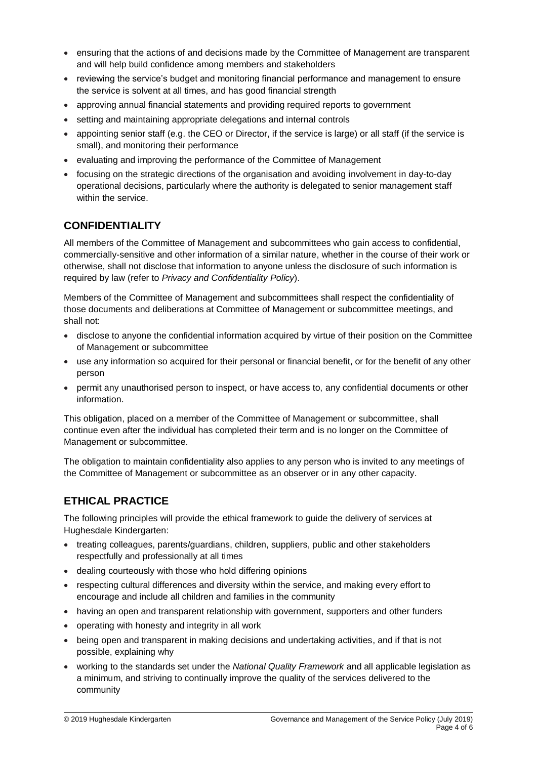- ensuring that the actions of and decisions made by the Committee of Management are transparent and will help build confidence among members and stakeholders
- reviewing the service's budget and monitoring financial performance and management to ensure the service is solvent at all times, and has good financial strength
- approving annual financial statements and providing required reports to government
- setting and maintaining appropriate delegations and internal controls
- appointing senior staff (e.g. the CEO or Director, if the service is large) or all staff (if the service is small), and monitoring their performance
- evaluating and improving the performance of the Committee of Management
- focusing on the strategic directions of the organisation and avoiding involvement in day-to-day operational decisions, particularly where the authority is delegated to senior management staff within the service.

## CONFIDENTIALITY

All members of the Committee of Management and subcommittees who gain access to confidential, commercially-sensitive and other information of a similar nature, whether in the course of their work or otherwise, shall not disclose that information to anyone unless the disclosure of such information is required by law (refer to *Privacy and Confidentiality Policy*).

Members of the Committee of Management and subcommittees shall respect the confidentiality of those documents and deliberations at Committee of Management or subcommittee meetings, and shall not:

- disclose to anyone the confidential information acquired by virtue of their position on the Committee of Management or subcommittee
- use any information so acquired for their personal or financial benefit, or for the benefit of any other person
- permit any unauthorised person to inspect, or have access to, any confidential documents or other information.

This obligation, placed on a member of the Committee of Management or subcommittee, shall continue even after the individual has completed their term and is no longer on the Committee of Management or subcommittee.

The obligation to maintain confidentiality also applies to any person who is invited to any meetings of the Committee of Management or subcommittee as an observer or in any other capacity.

## ETHICAL PRACTICE

The following principles will provide the ethical framework to guide the delivery of services at Hughesdale Kindergarten:

- treating colleagues, parents/guardians, children, suppliers, public and other stakeholders respectfully and professionally at all times
- dealing courteously with those who hold differing opinions
- respecting cultural differences and diversity within the service, and making every effort to encourage and include all children and families in the community
- having an open and transparent relationship with government, supporters and other funders
- operating with honesty and integrity in all work
- being open and transparent in making decisions and undertaking activities, and if that is not possible, explaining why
- working to the standards set under the *National Quality Framework* and all applicable legislation as a minimum, and striving to continually improve the quality of the services delivered to the community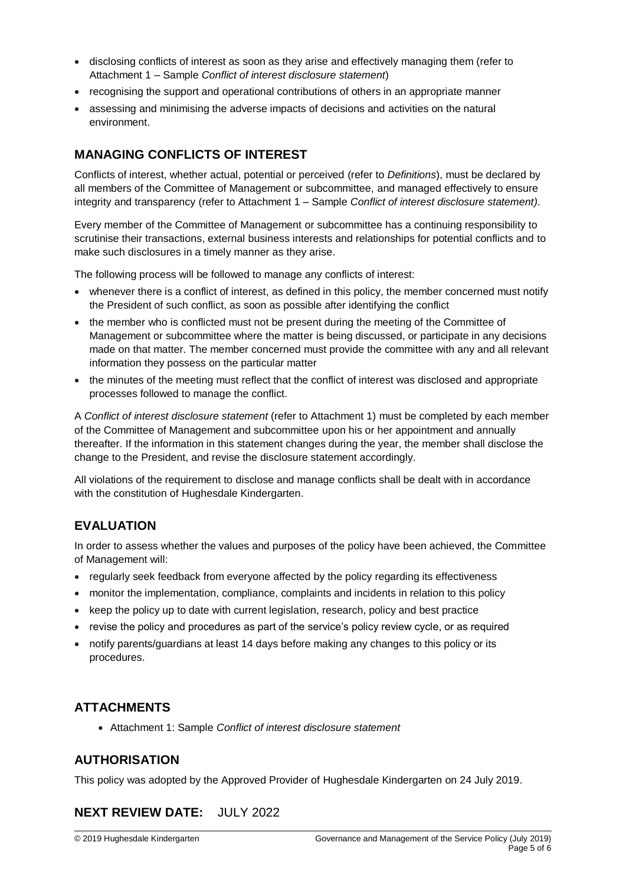- disclosing conflicts of interest as soon as they arise and effectively managing them (refer to Attachment 1 – Sample *Conflict of interest disclosure statement*)
- recognising the support and operational contributions of others in an appropriate manner
- assessing and minimising the adverse impacts of decisions and activities on the natural environment.

## MANAGING CONFLICTS OF INTEREST

Conflicts of interest, whether actual, potential or perceived (refer to *Definitions*), must be declared by all members of the Committee of Management or subcommittee, and managed effectively to ensure integrity and transparency (refer to Attachment 1 – Sample *Conflict of interest disclosure statement)*.

Every member of the Committee of Management or subcommittee has a continuing responsibility to scrutinise their transactions, external business interests and relationships for potential conflicts and to make such disclosures in a timely manner as they arise.

The following process will be followed to manage any conflicts of interest:

- whenever there is a conflict of interest, as defined in this policy, the member concerned must notify the President of such conflict, as soon as possible after identifying the conflict
- the member who is conflicted must not be present during the meeting of the Committee of Management or subcommittee where the matter is being discussed, or participate in any decisions made on that matter. The member concerned must provide the committee with any and all relevant information they possess on the particular matter
- the minutes of the meeting must reflect that the conflict of interest was disclosed and appropriate processes followed to manage the conflict.

A *Conflict of interest disclosure statement* (refer to Attachment 1) must be completed by each member of the Committee of Management and subcommittee upon his or her appointment and annually thereafter. If the information in this statement changes during the year, the member shall disclose the change to the President, and revise the disclosure statement accordingly.

All violations of the requirement to disclose and manage conflicts shall be dealt with in accordance with the constitution of Hughesdale Kindergarten.

## EVALUATION

In order to assess whether the values and purposes of the policy have been achieved, the Committee of Management will:

- regularly seek feedback from everyone affected by the policy regarding its effectiveness
- monitor the implementation, compliance, complaints and incidents in relation to this policy
- keep the policy up to date with current legislation, research, policy and best practice
- revise the policy and procedures as part of the service's policy review cycle, or as required
- notify parents/guardians at least 14 days before making any changes to this policy or its procedures.

## ATTACHMENTS

- Attachment 1: Sample *Conflict of interest disclosure statement*

## AUTHORISATION

This policy was adopted by the Approved Provider of Hughesdale Kindergarten on 24 July 2019.

## NEXT REVIEW DATE: JULY 2022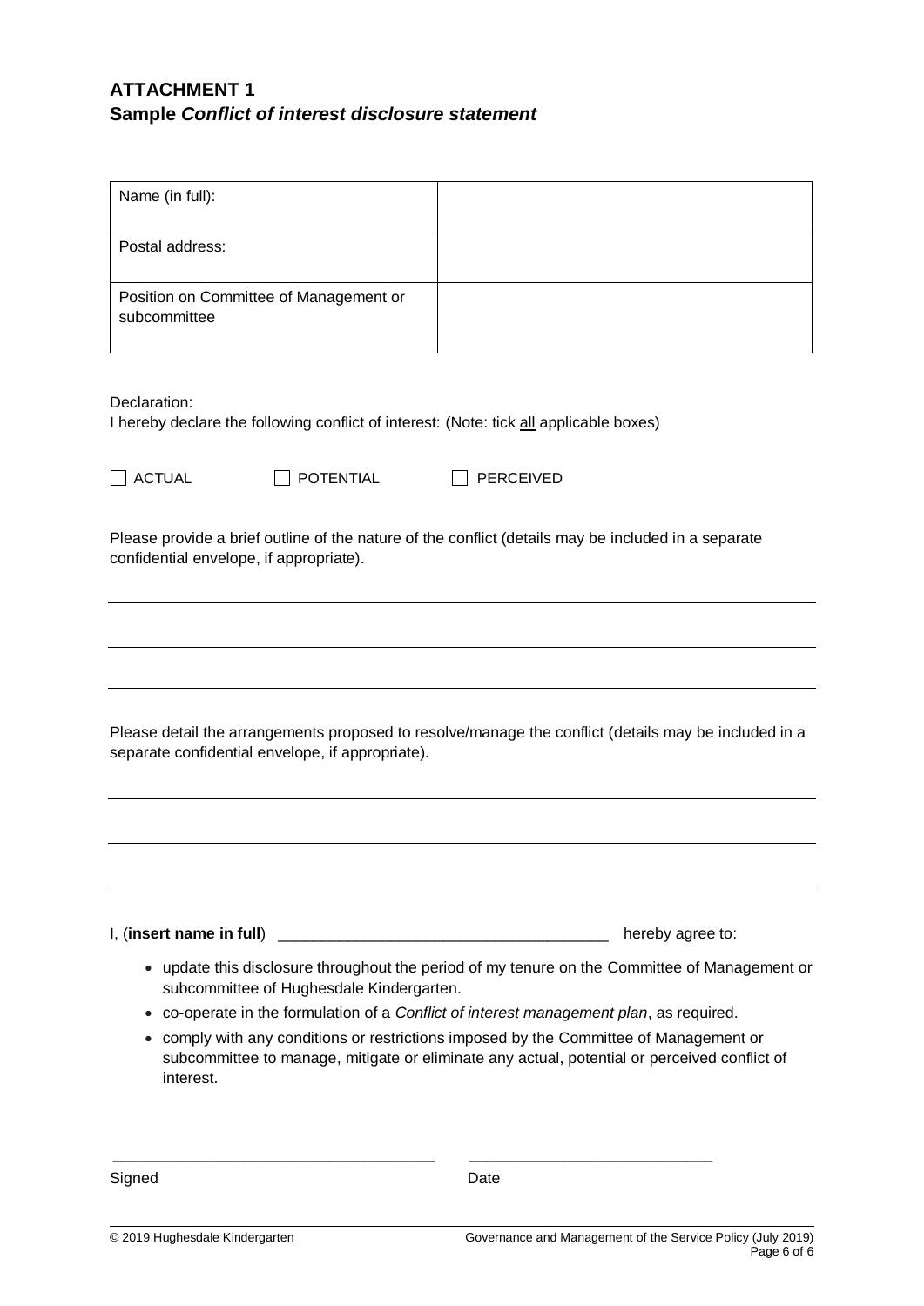## ATTACHMENT 1
## Sample *Conflict of interest disclosure statement*

| | |
|---|---|
| Name (in full): | |
| Postal address: | |
| Position on Committee of Management or subcommittee | |

Declaration:
I hereby declare the following conflict of interest: (Note: tick all applicable boxes)

☐ ACTUAL ☐ POTENTIAL ☐ PERCEIVED

Please provide a brief outline of the nature of the conflict (details may be included in a separate confidential envelope, if appropriate).

---

---

---

Please detail the arrangements proposed to resolve/manage the conflict (details may be included in a separate confidential envelope, if appropriate).

---

---

---

I, (**insert name in full**) ______________________________________ hereby agree to:

- update this disclosure throughout the period of my tenure on the Committee of Management or subcommittee of Hughesdale Kindergarten.
- co-operate in the formulation of a *Conflict of interest management plan*, as required.
- comply with any conditions or restrictions imposed by the Committee of Management or subcommittee to manage, mitigate or eliminate any actual, potential or perceived conflict of interest.

______________________________________ ____________________________

Signed Date